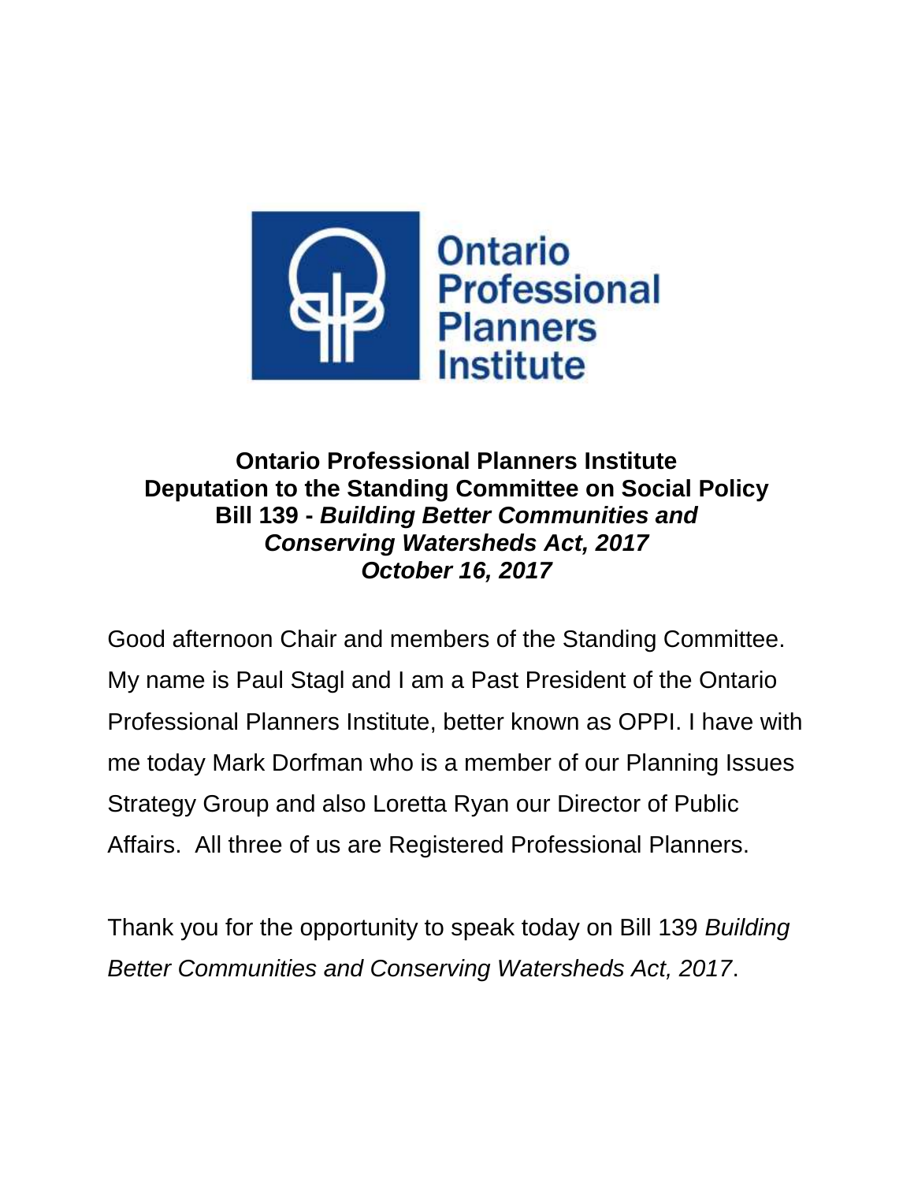**Ontario Professional Planners Institute**
**Deputation to the Standing Committee on Social Policy**
**Bill 139 - *Building Better Communities and Conserving Watersheds Act, 2017***
***October 16, 2017***

Good afternoon Chair and members of the Standing Committee. My name is Paul Stagl and I am a Past President of the Ontario Professional Planners Institute, better known as OPPI. I have with me today Mark Dorfman who is a member of our Planning Issues Strategy Group and also Loretta Ryan our Director of Public Affairs. All three of us are Registered Professional Planners.

Thank you for the opportunity to speak today on Bill 139 *Building Better Communities and Conserving Watersheds Act, 2017*.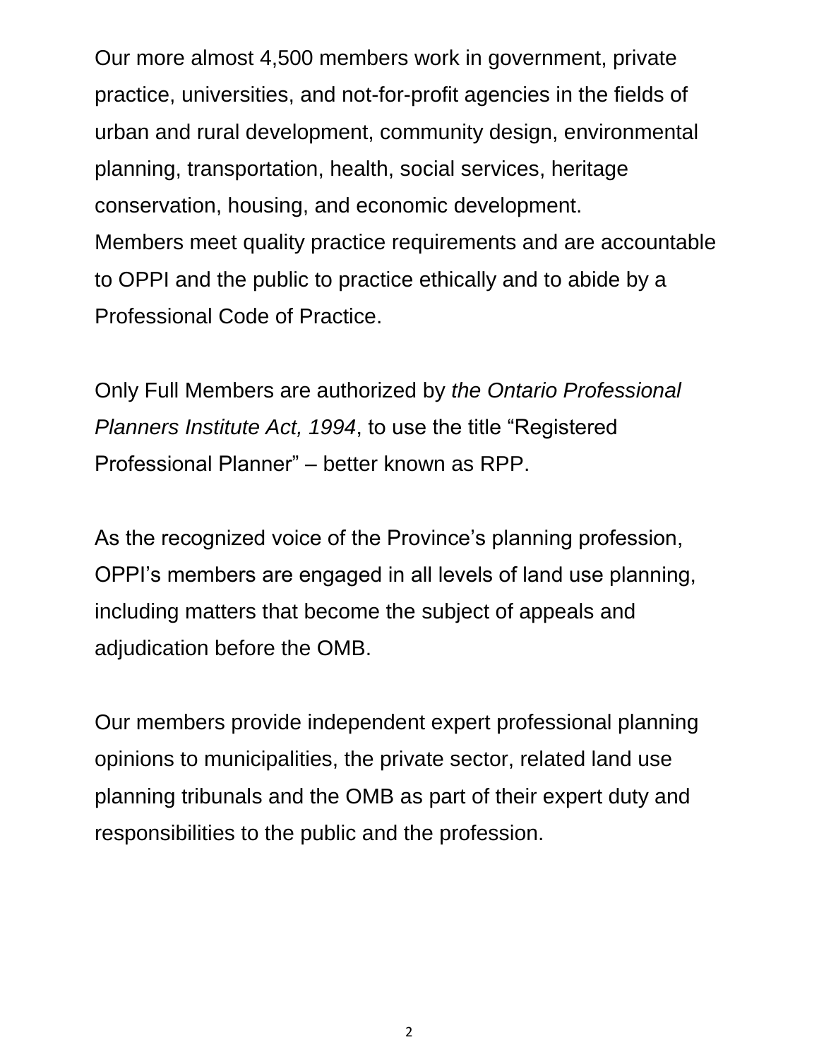Our more almost 4,500 members work in government, private practice, universities, and not-for-profit agencies in the fields of urban and rural development, community design, environmental planning, transportation, health, social services, heritage conservation, housing, and economic development.
Members meet quality practice requirements and are accountable to OPPI and the public to practice ethically and to abide by a Professional Code of Practice.

Only Full Members are authorized by *the Ontario Professional Planners Institute Act, 1994*, to use the title "Registered Professional Planner" – better known as RPP.

As the recognized voice of the Province's planning profession, OPPI's members are engaged in all levels of land use planning, including matters that become the subject of appeals and adjudication before the OMB.

Our members provide independent expert professional planning opinions to municipalities, the private sector, related land use planning tribunals and the OMB as part of their expert duty and responsibilities to the public and the profession.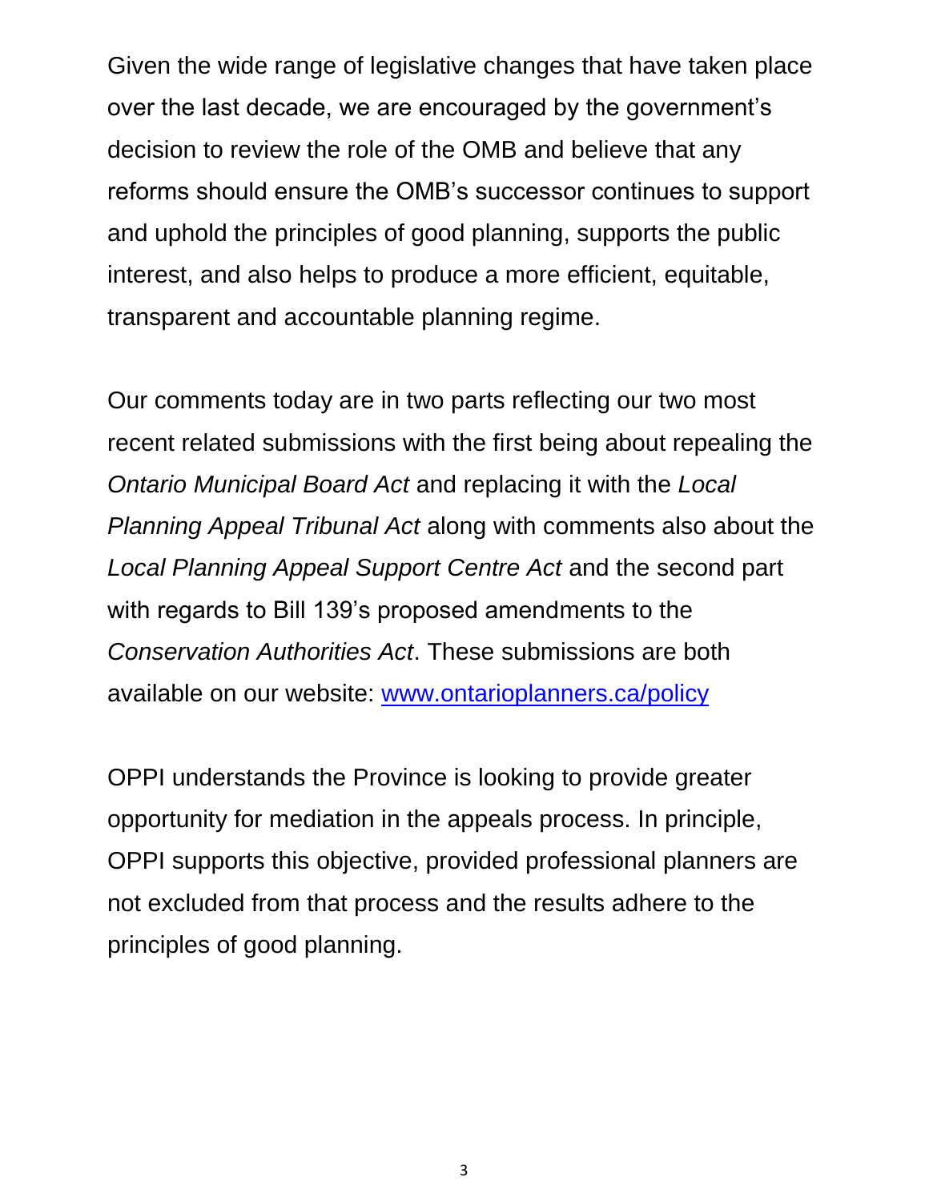Given the wide range of legislative changes that have taken place over the last decade, we are encouraged by the government's decision to review the role of the OMB and believe that any reforms should ensure the OMB's successor continues to support and uphold the principles of good planning, supports the public interest, and also helps to produce a more efficient, equitable, transparent and accountable planning regime.

Our comments today are in two parts reflecting our two most recent related submissions with the first being about repealing the *Ontario Municipal Board Act* and replacing it with the *Local Planning Appeal Tribunal Act* along with comments also about the *Local Planning Appeal Support Centre Act* and the second part with regards to Bill 139's proposed amendments to the *Conservation Authorities Act*. These submissions are both available on our website: [www.ontarioplanners.ca/policy](http://www.ontarioplanners.ca/policy)

OPPI understands the Province is looking to provide greater opportunity for mediation in the appeals process. In principle, OPPI supports this objective, provided professional planners are not excluded from that process and the results adhere to the principles of good planning.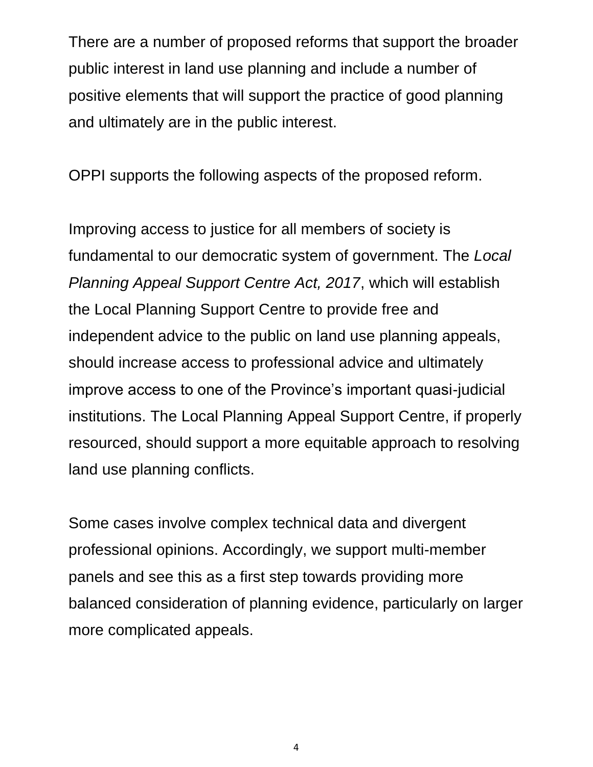There are a number of proposed reforms that support the broader public interest in land use planning and include a number of positive elements that will support the practice of good planning and ultimately are in the public interest.

OPPI supports the following aspects of the proposed reform.

Improving access to justice for all members of society is fundamental to our democratic system of government. The *Local Planning Appeal Support Centre Act, 2017*, which will establish the Local Planning Support Centre to provide free and independent advice to the public on land use planning appeals, should increase access to professional advice and ultimately improve access to one of the Province's important quasi-judicial institutions. The Local Planning Appeal Support Centre, if properly resourced, should support a more equitable approach to resolving land use planning conflicts.

Some cases involve complex technical data and divergent professional opinions. Accordingly, we support multi-member panels and see this as a first step towards providing more balanced consideration of planning evidence, particularly on larger more complicated appeals.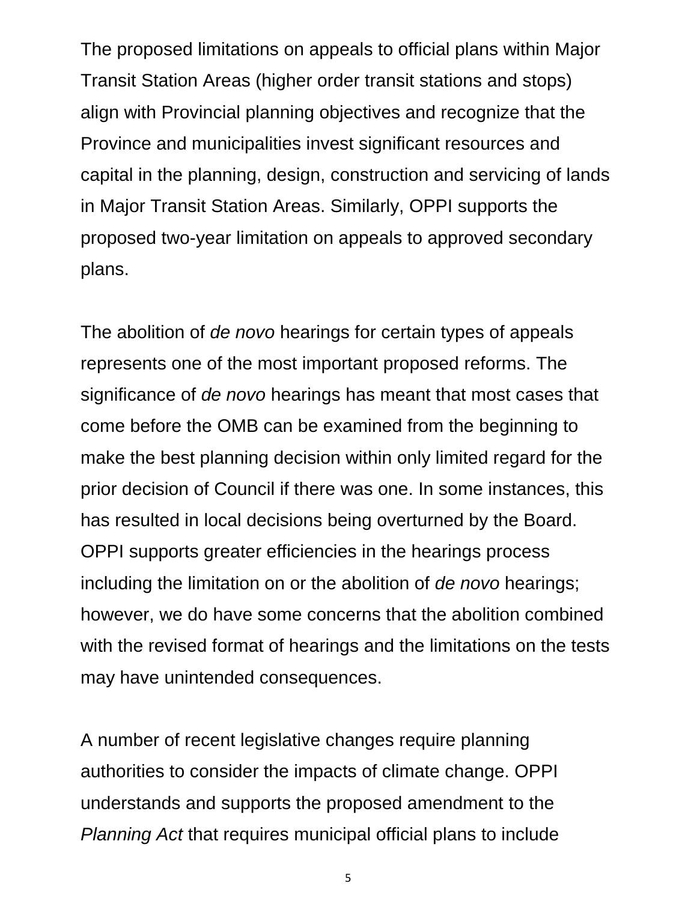The proposed limitations on appeals to official plans within Major Transit Station Areas (higher order transit stations and stops) align with Provincial planning objectives and recognize that the Province and municipalities invest significant resources and capital in the planning, design, construction and servicing of lands in Major Transit Station Areas. Similarly, OPPI supports the proposed two-year limitation on appeals to approved secondary plans.

The abolition of *de novo* hearings for certain types of appeals represents one of the most important proposed reforms. The significance of *de novo* hearings has meant that most cases that come before the OMB can be examined from the beginning to make the best planning decision within only limited regard for the prior decision of Council if there was one. In some instances, this has resulted in local decisions being overturned by the Board. OPPI supports greater efficiencies in the hearings process including the limitation on or the abolition of *de novo* hearings; however, we do have some concerns that the abolition combined with the revised format of hearings and the limitations on the tests may have unintended consequences.

A number of recent legislative changes require planning authorities to consider the impacts of climate change. OPPI understands and supports the proposed amendment to the *Planning Act* that requires municipal official plans to include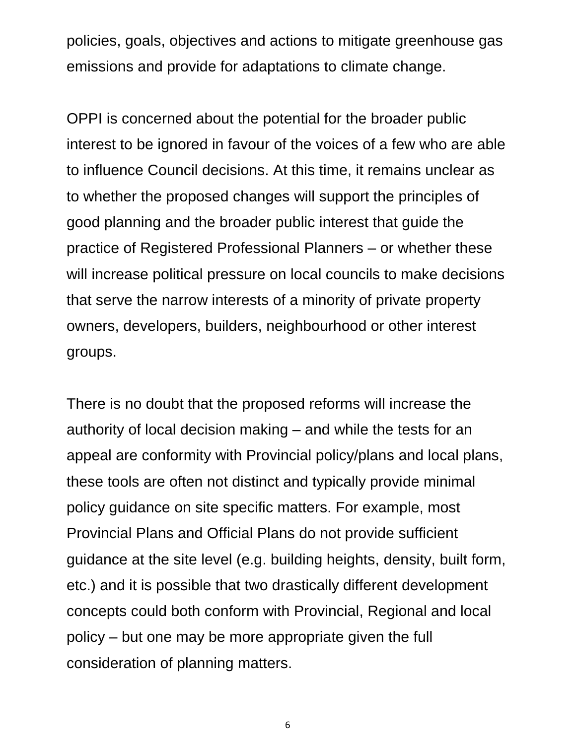policies, goals, objectives and actions to mitigate greenhouse gas emissions and provide for adaptations to climate change.

OPPI is concerned about the potential for the broader public interest to be ignored in favour of the voices of a few who are able to influence Council decisions. At this time, it remains unclear as to whether the proposed changes will support the principles of good planning and the broader public interest that guide the practice of Registered Professional Planners – or whether these will increase political pressure on local councils to make decisions that serve the narrow interests of a minority of private property owners, developers, builders, neighbourhood or other interest groups.

There is no doubt that the proposed reforms will increase the authority of local decision making – and while the tests for an appeal are conformity with Provincial policy/plans and local plans, these tools are often not distinct and typically provide minimal policy guidance on site specific matters. For example, most Provincial Plans and Official Plans do not provide sufficient guidance at the site level (e.g. building heights, density, built form, etc.) and it is possible that two drastically different development concepts could both conform with Provincial, Regional and local policy – but one may be more appropriate given the full consideration of planning matters.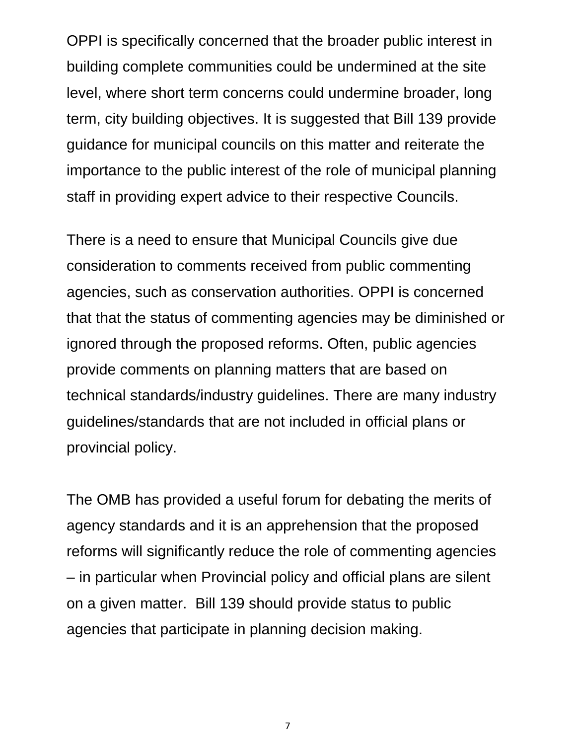OPPI is specifically concerned that the broader public interest in building complete communities could be undermined at the site level, where short term concerns could undermine broader, long term, city building objectives. It is suggested that Bill 139 provide guidance for municipal councils on this matter and reiterate the importance to the public interest of the role of municipal planning staff in providing expert advice to their respective Councils.

There is a need to ensure that Municipal Councils give due consideration to comments received from public commenting agencies, such as conservation authorities. OPPI is concerned that that the status of commenting agencies may be diminished or ignored through the proposed reforms. Often, public agencies provide comments on planning matters that are based on technical standards/industry guidelines. There are many industry guidelines/standards that are not included in official plans or provincial policy.

The OMB has provided a useful forum for debating the merits of agency standards and it is an apprehension that the proposed reforms will significantly reduce the role of commenting agencies – in particular when Provincial policy and official plans are silent on a given matter. Bill 139 should provide status to public agencies that participate in planning decision making.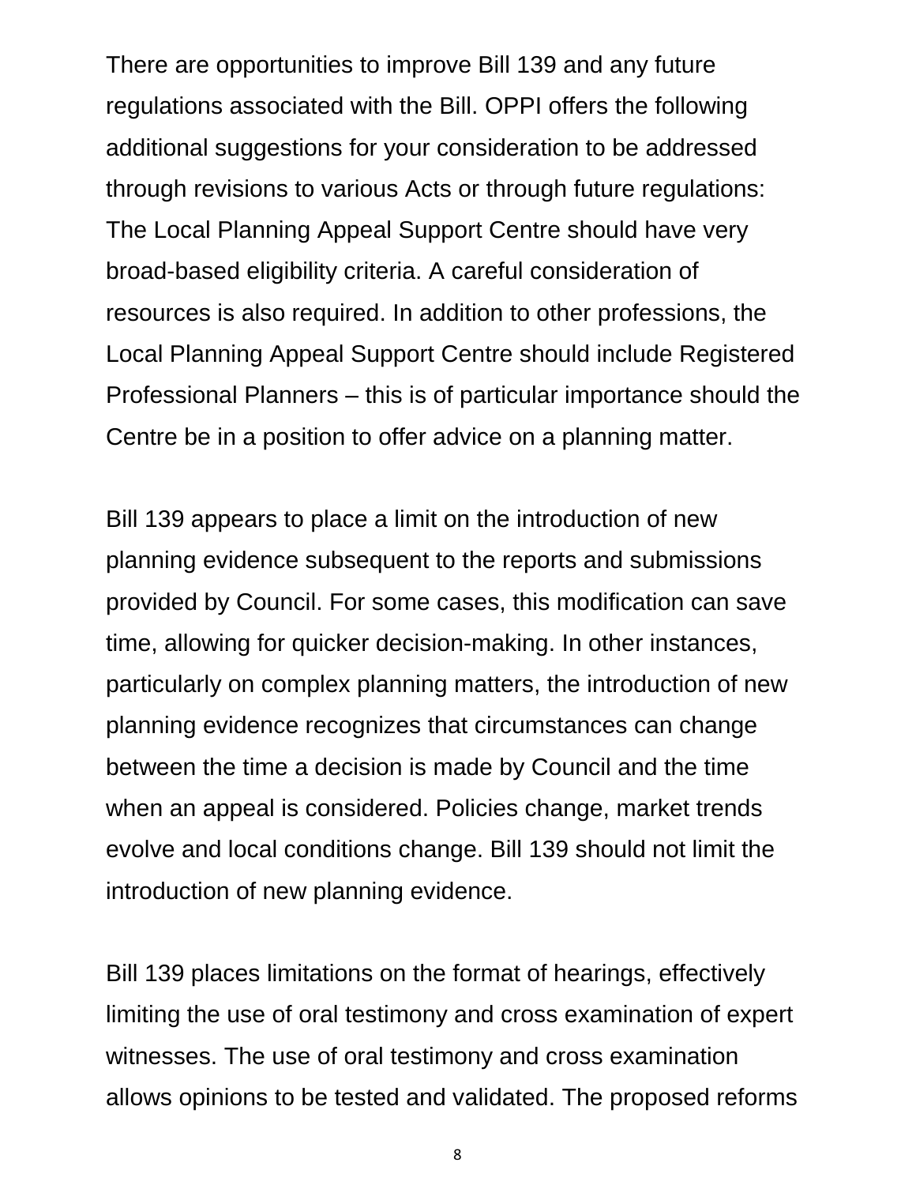There are opportunities to improve Bill 139 and any future regulations associated with the Bill. OPPI offers the following additional suggestions for your consideration to be addressed through revisions to various Acts or through future regulations: The Local Planning Appeal Support Centre should have very broad-based eligibility criteria. A careful consideration of resources is also required. In addition to other professions, the Local Planning Appeal Support Centre should include Registered Professional Planners – this is of particular importance should the Centre be in a position to offer advice on a planning matter.

Bill 139 appears to place a limit on the introduction of new planning evidence subsequent to the reports and submissions provided by Council. For some cases, this modification can save time, allowing for quicker decision-making. In other instances, particularly on complex planning matters, the introduction of new planning evidence recognizes that circumstances can change between the time a decision is made by Council and the time when an appeal is considered. Policies change, market trends evolve and local conditions change. Bill 139 should not limit the introduction of new planning evidence.

Bill 139 places limitations on the format of hearings, effectively limiting the use of oral testimony and cross examination of expert witnesses. The use of oral testimony and cross examination allows opinions to be tested and validated. The proposed reforms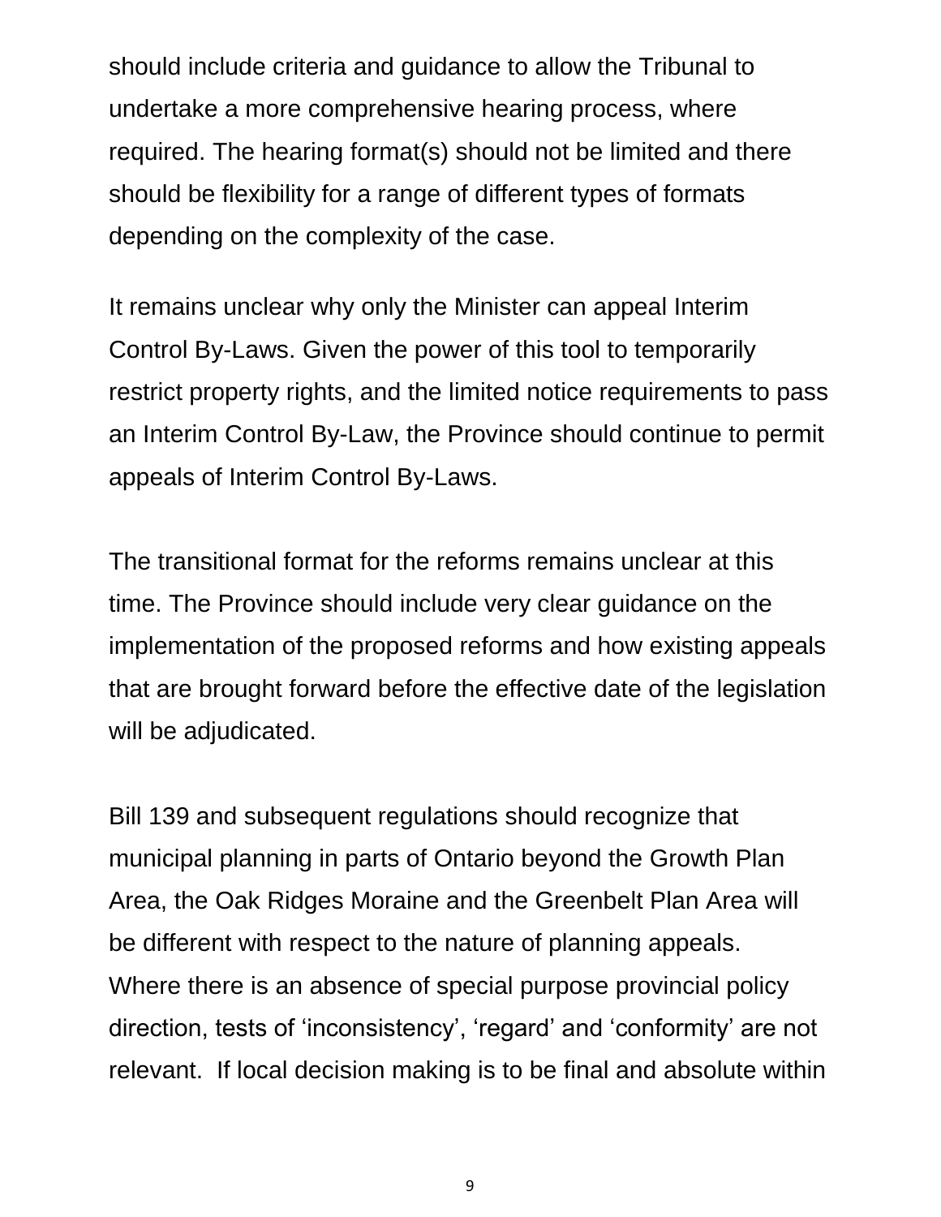should include criteria and guidance to allow the Tribunal to undertake a more comprehensive hearing process, where required. The hearing format(s) should not be limited and there should be flexibility for a range of different types of formats depending on the complexity of the case.

It remains unclear why only the Minister can appeal Interim Control By-Laws. Given the power of this tool to temporarily restrict property rights, and the limited notice requirements to pass an Interim Control By-Law, the Province should continue to permit appeals of Interim Control By-Laws.

The transitional format for the reforms remains unclear at this time. The Province should include very clear guidance on the implementation of the proposed reforms and how existing appeals that are brought forward before the effective date of the legislation will be adjudicated.

Bill 139 and subsequent regulations should recognize that municipal planning in parts of Ontario beyond the Growth Plan Area, the Oak Ridges Moraine and the Greenbelt Plan Area will be different with respect to the nature of planning appeals. Where there is an absence of special purpose provincial policy direction, tests of ‘inconsistency’, ‘regard’ and ‘conformity’ are not relevant. If local decision making is to be final and absolute within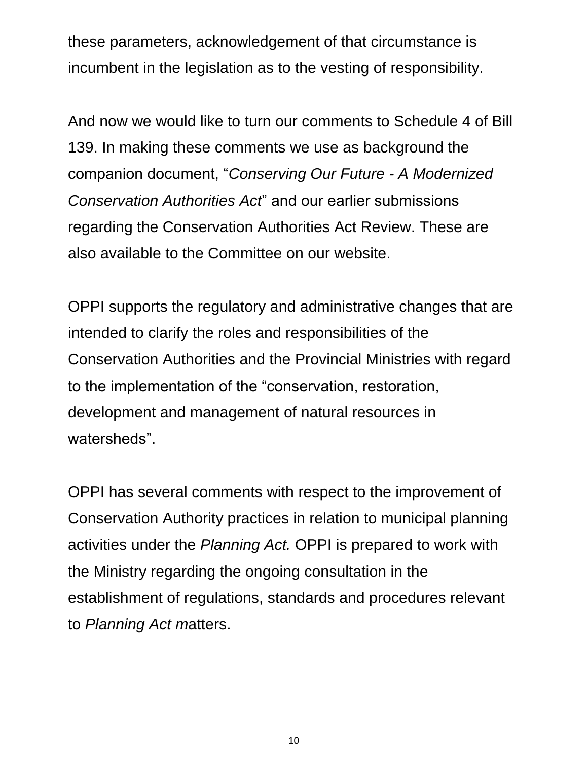these parameters, acknowledgement of that circumstance is incumbent in the legislation as to the vesting of responsibility.

And now we would like to turn our comments to Schedule 4 of Bill 139. In making these comments we use as background the companion document, "*Conserving Our Future - A Modernized Conservation Authorities Act*" and our earlier submissions regarding the Conservation Authorities Act Review. These are also available to the Committee on our website.

OPPI supports the regulatory and administrative changes that are intended to clarify the roles and responsibilities of the Conservation Authorities and the Provincial Ministries with regard to the implementation of the "conservation, restoration, development and management of natural resources in watersheds".

OPPI has several comments with respect to the improvement of Conservation Authority practices in relation to municipal planning activities under the *Planning Act.* OPPI is prepared to work with the Ministry regarding the ongoing consultation in the establishment of regulations, standards and procedures relevant to *Planning Act m*atters.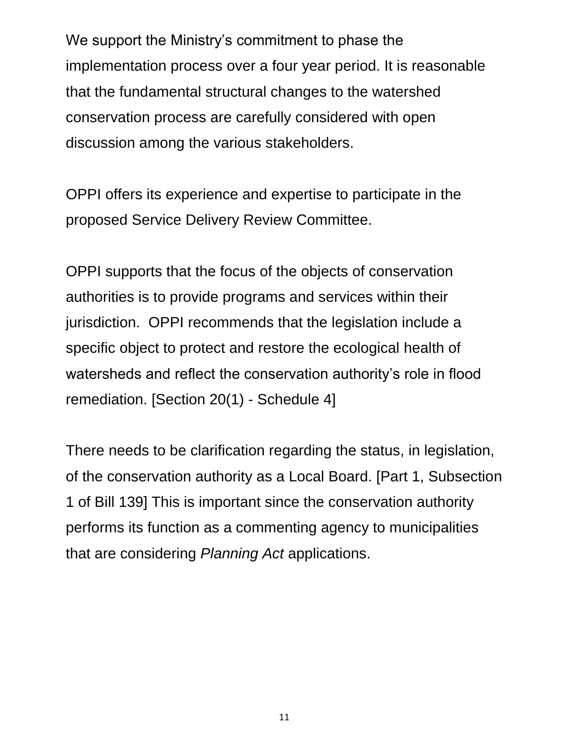We support the Ministry's commitment to phase the implementation process over a four year period. It is reasonable that the fundamental structural changes to the watershed conservation process are carefully considered with open discussion among the various stakeholders.

OPPI offers its experience and expertise to participate in the proposed Service Delivery Review Committee.

OPPI supports that the focus of the objects of conservation authorities is to provide programs and services within their jurisdiction. OPPI recommends that the legislation include a specific object to protect and restore the ecological health of watersheds and reflect the conservation authority's role in flood remediation. [Section 20(1) - Schedule 4]

There needs to be clarification regarding the status, in legislation, of the conservation authority as a Local Board. [Part 1, Subsection 1 of Bill 139] This is important since the conservation authority performs its function as a commenting agency to municipalities that are considering *Planning Act* applications.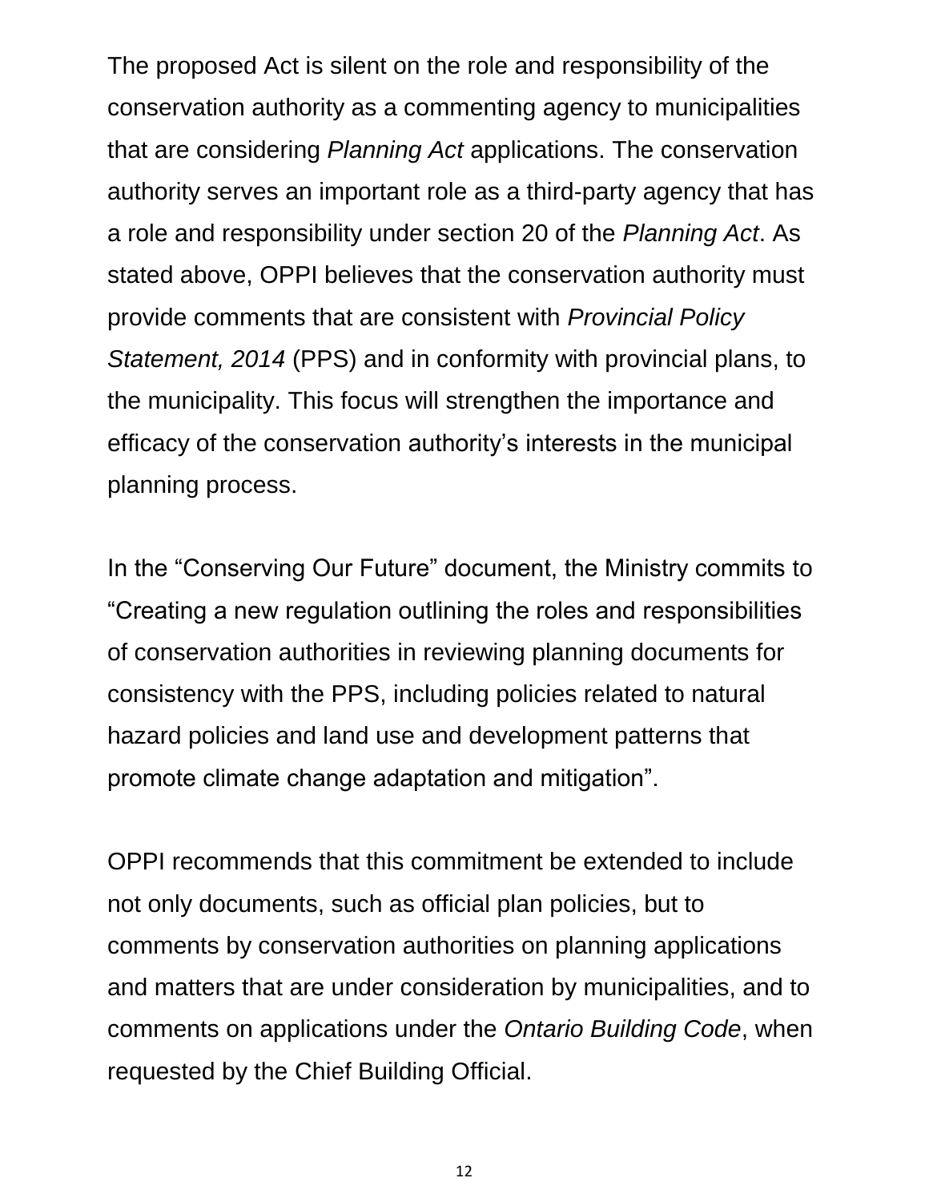The proposed Act is silent on the role and responsibility of the conservation authority as a commenting agency to municipalities that are considering *Planning Act* applications. The conservation authority serves an important role as a third-party agency that has a role and responsibility under section 20 of the *Planning Act*. As stated above, OPPI believes that the conservation authority must provide comments that are consistent with *Provincial Policy Statement, 2014* (PPS) and in conformity with provincial plans, to the municipality. This focus will strengthen the importance and efficacy of the conservation authority's interests in the municipal planning process.

In the "Conserving Our Future" document, the Ministry commits to "Creating a new regulation outlining the roles and responsibilities of conservation authorities in reviewing planning documents for consistency with the PPS, including policies related to natural hazard policies and land use and development patterns that promote climate change adaptation and mitigation".

OPPI recommends that this commitment be extended to include not only documents, such as official plan policies, but to comments by conservation authorities on planning applications and matters that are under consideration by municipalities, and to comments on applications under the *Ontario Building Code*, when requested by the Chief Building Official.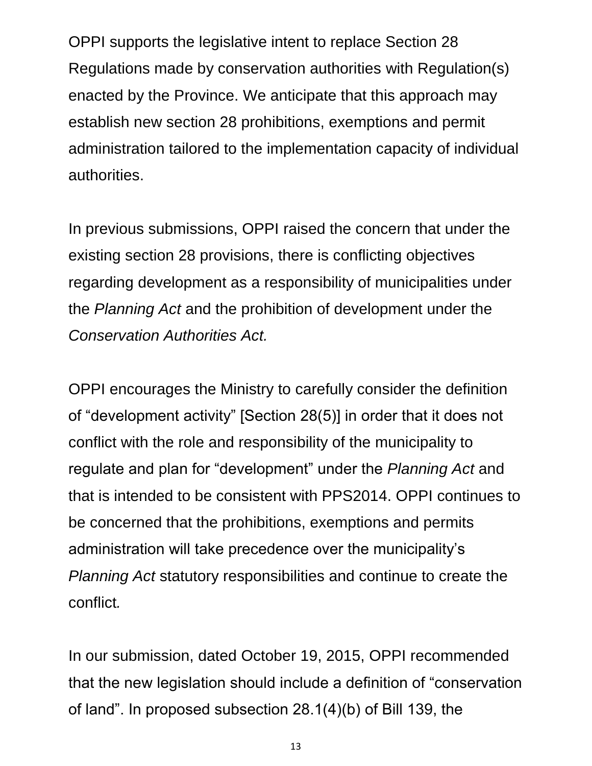OPPI supports the legislative intent to replace Section 28 Regulations made by conservation authorities with Regulation(s) enacted by the Province. We anticipate that this approach may establish new section 28 prohibitions, exemptions and permit administration tailored to the implementation capacity of individual authorities.

In previous submissions, OPPI raised the concern that under the existing section 28 provisions, there is conflicting objectives regarding development as a responsibility of municipalities under the *Planning Act* and the prohibition of development under the *Conservation Authorities Act.*

OPPI encourages the Ministry to carefully consider the definition of “development activity” [Section 28(5)] in order that it does not conflict with the role and responsibility of the municipality to regulate and plan for “development” under the *Planning Act* and that is intended to be consistent with PPS2014. OPPI continues to be concerned that the prohibitions, exemptions and permits administration will take precedence over the municipality’s *Planning Act* statutory responsibilities and continue to create the conflict.

In our submission, dated October 19, 2015, OPPI recommended that the new legislation should include a definition of “conservation of land”. In proposed subsection 28.1(4)(b) of Bill 139, the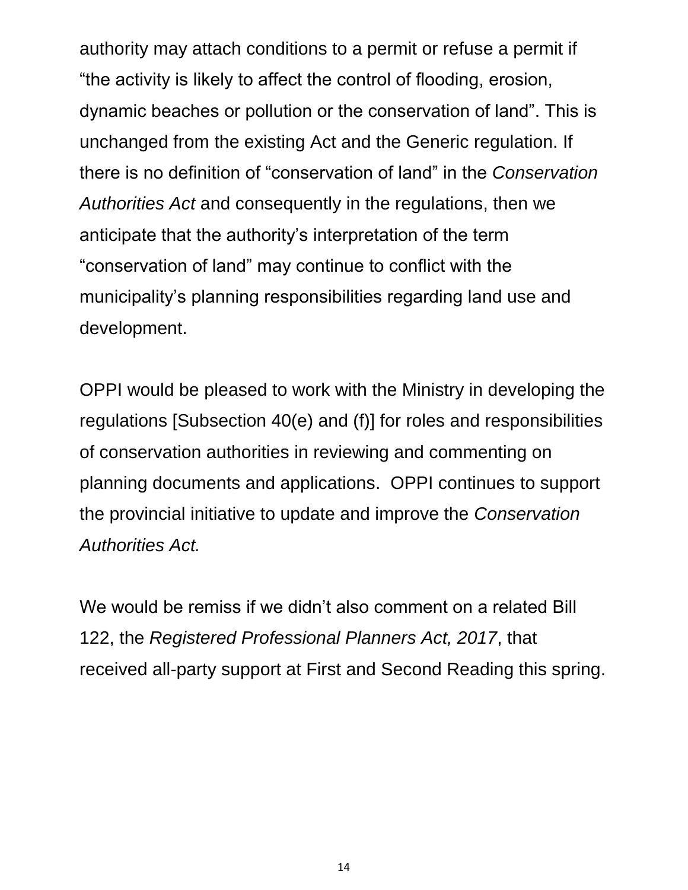authority may attach conditions to a permit or refuse a permit if "the activity is likely to affect the control of flooding, erosion, dynamic beaches or pollution or the conservation of land". This is unchanged from the existing Act and the Generic regulation. If there is no definition of "conservation of land" in the *Conservation Authorities Act* and consequently in the regulations, then we anticipate that the authority's interpretation of the term "conservation of land" may continue to conflict with the municipality's planning responsibilities regarding land use and development.

OPPI would be pleased to work with the Ministry in developing the regulations [Subsection 40(e) and (f)] for roles and responsibilities of conservation authorities in reviewing and commenting on planning documents and applications. OPPI continues to support the provincial initiative to update and improve the *Conservation Authorities Act.*

We would be remiss if we didn't also comment on a related Bill 122, the *Registered Professional Planners Act, 2017*, that received all-party support at First and Second Reading this spring.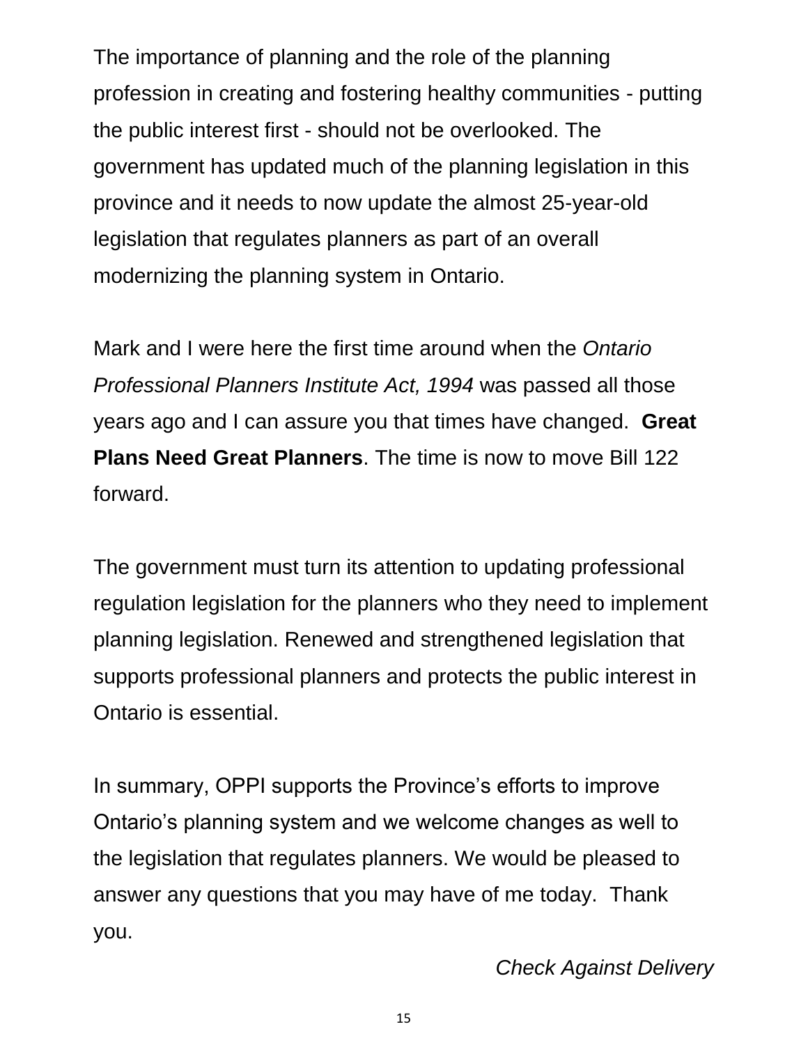The importance of planning and the role of the planning profession in creating and fostering healthy communities - putting the public interest first - should not be overlooked. The government has updated much of the planning legislation in this province and it needs to now update the almost 25-year-old legislation that regulates planners as part of an overall modernizing the planning system in Ontario.

Mark and I were here the first time around when the *Ontario Professional Planners Institute Act, 1994* was passed all those years ago and I can assure you that times have changed. **Great Plans Need Great Planners**. The time is now to move Bill 122 forward.

The government must turn its attention to updating professional regulation legislation for the planners who they need to implement planning legislation. Renewed and strengthened legislation that supports professional planners and protects the public interest in Ontario is essential.

In summary, OPPI supports the Province's efforts to improve Ontario's planning system and we welcome changes as well to the legislation that regulates planners. We would be pleased to answer any questions that you may have of me today. Thank you.

*Check Against Delivery*